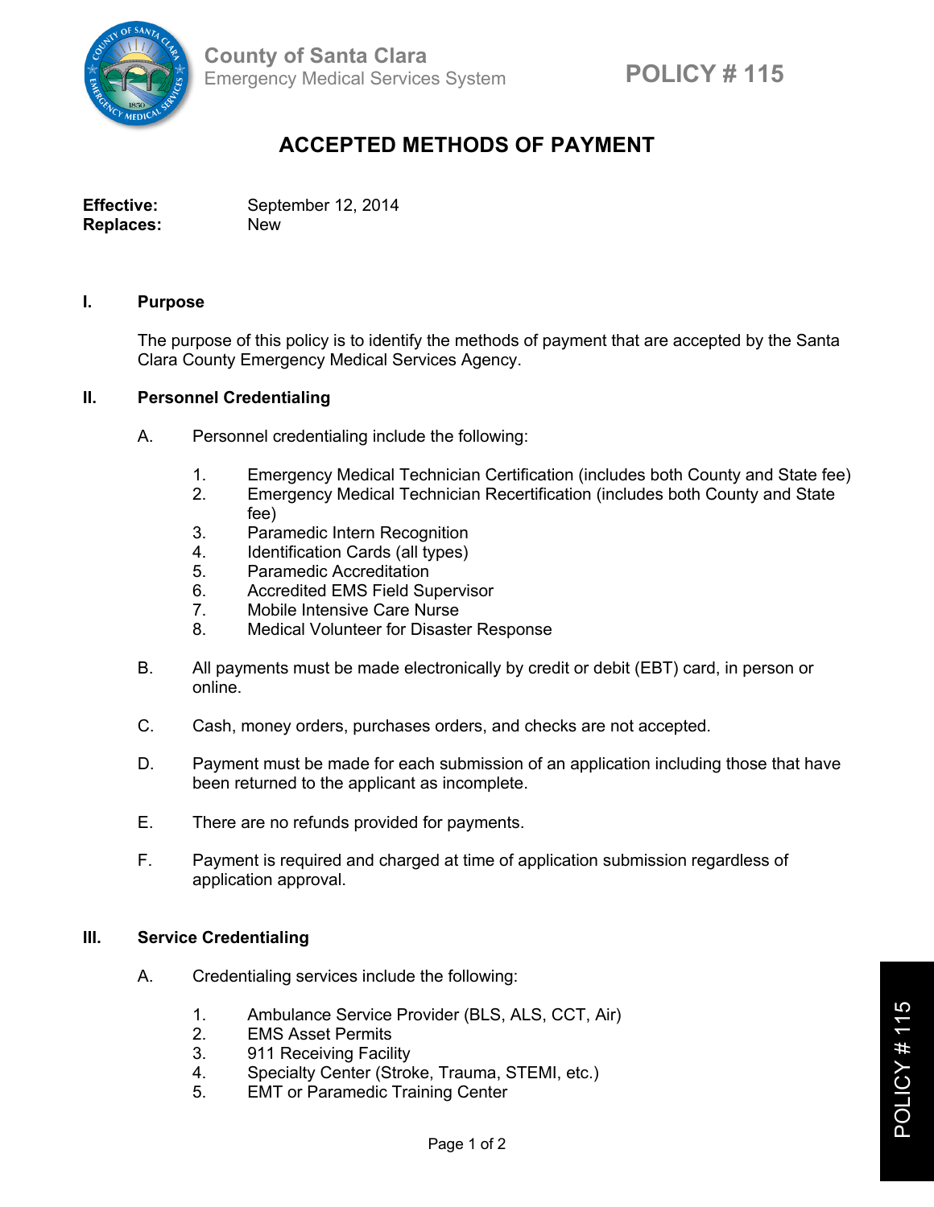County of Santa Clara
Emergency Medical Services System

**POLICY # 115**

# ACCEPTED METHODS OF PAYMENT

**Effective:** September 12, 2014
**Replaces:** New

## I. Purpose

The purpose of this policy is to identify the methods of payment that are accepted by the Santa Clara County Emergency Medical Services Agency.

## II. Personnel Credentialing

A. Personnel credentialing include the following:

1. Emergency Medical Technician Certification (includes both County and State fee)
2. Emergency Medical Technician Recertification (includes both County and State fee)
3. Paramedic Intern Recognition
4. Identification Cards (all types)
5. Paramedic Accreditation
6. Accredited EMS Field Supervisor
7. Mobile Intensive Care Nurse
8. Medical Volunteer for Disaster Response

B. All payments must be made electronically by credit or debit (EBT) card, in person or online.

C. Cash, money orders, purchases orders, and checks are not accepted.

D. Payment must be made for each submission of an application including those that have been returned to the applicant as incomplete.

E. There are no refunds provided for payments.

F. Payment is required and charged at time of application submission regardless of application approval.

## III. Service Credentialing

A. Credentialing services include the following:

1. Ambulance Service Provider (BLS, ALS, CCT, Air)
2. EMS Asset Permits
3. 911 Receiving Facility
4. Specialty Center (Stroke, Trauma, STEMI, etc.)
5. EMT or Paramedic Training Center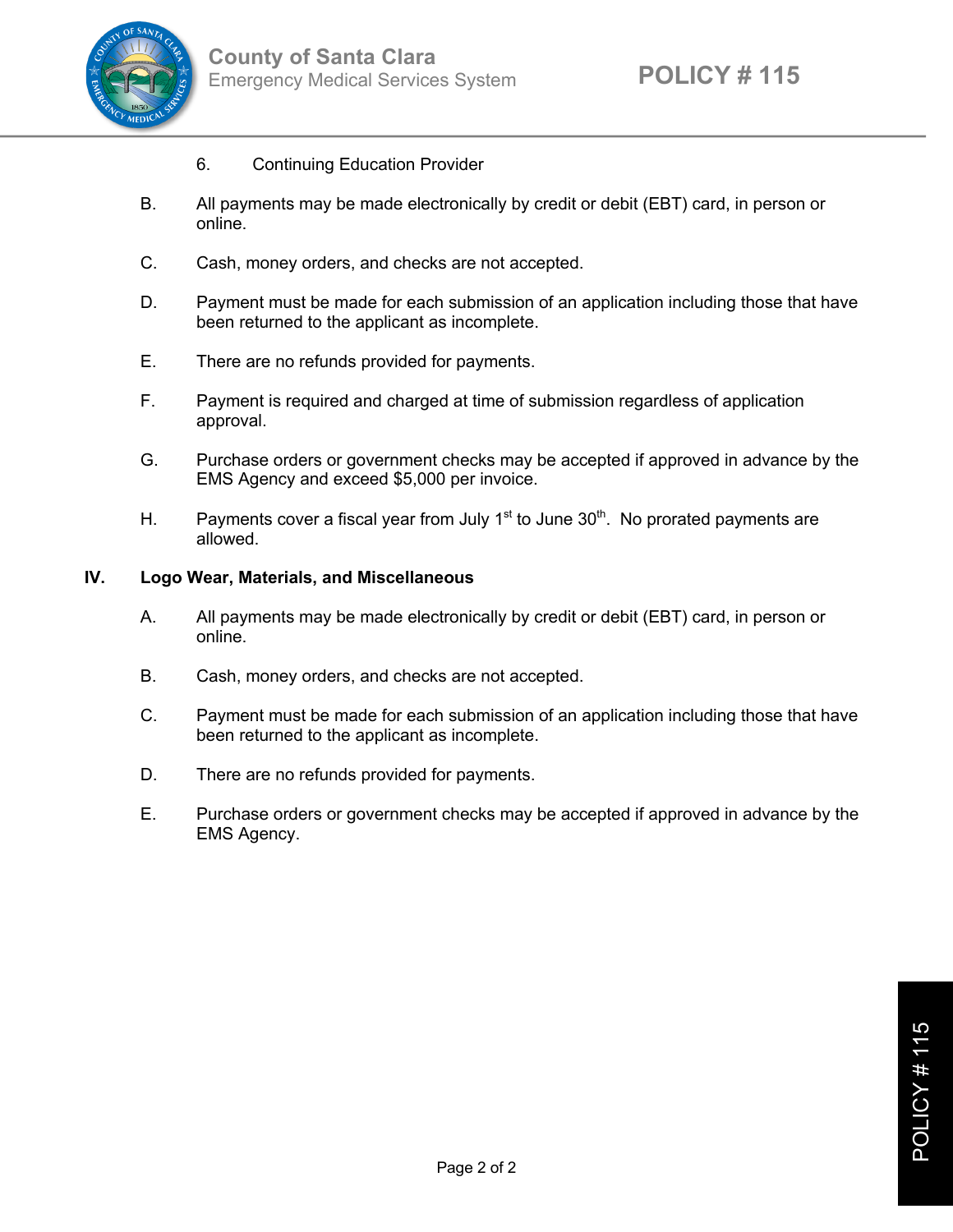6. Continuing Education Provider

B. All payments may be made electronically by credit or debit (EBT) card, in person or online.

C. Cash, money orders, and checks are not accepted.

D. Payment must be made for each submission of an application including those that have been returned to the applicant as incomplete.

E. There are no refunds provided for payments.

F. Payment is required and charged at time of submission regardless of application approval.

G. Purchase orders or government checks may be accepted if approved in advance by the EMS Agency and exceed $5,000 per invoice.

H. Payments cover a fiscal year from July 1st to June 30th. No prorated payments are allowed.

## IV. Logo Wear, Materials, and Miscellaneous

A. All payments may be made electronically by credit or debit (EBT) card, in person or online.

B. Cash, money orders, and checks are not accepted.

C. Payment must be made for each submission of an application including those that have been returned to the applicant as incomplete.

D. There are no refunds provided for payments.

E. Purchase orders or government checks may be accepted if approved in advance by the EMS Agency.